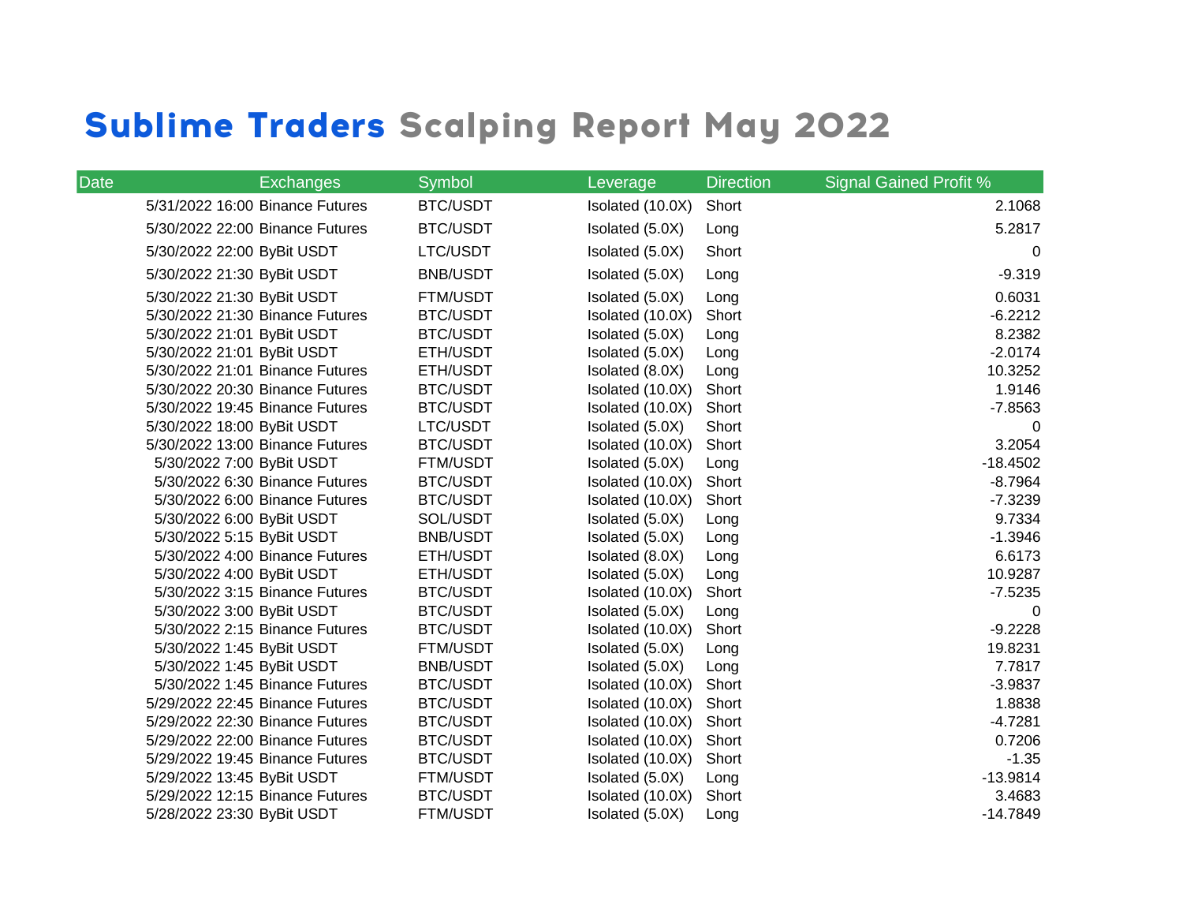# Sublime Traders Scalping Report May 2022

| Date | Exchanges | Symbol | Leverage | Direction | Signal Gained Profit % |
|---|---|---|---|---|---|
| 5/31/2022 16:00 | Binance Futures | BTC/USDT | Isolated (10.0X) | Short | 2.1068 |
| 5/30/2022 22:00 | Binance Futures | BTC/USDT | Isolated (5.0X) | Long | 5.2817 |
| 5/30/2022 22:00 | ByBit USDT | LTC/USDT | Isolated (5.0X) | Short | 0 |
| 5/30/2022 21:30 | ByBit USDT | BNB/USDT | Isolated (5.0X) | Long | -9.319 |
| 5/30/2022 21:30 | ByBit USDT | FTM/USDT | Isolated (5.0X) | Long | 0.6031 |
| 5/30/2022 21:30 | Binance Futures | BTC/USDT | Isolated (10.0X) | Short | -6.2212 |
| 5/30/2022 21:01 | ByBit USDT | BTC/USDT | Isolated (5.0X) | Long | 8.2382 |
| 5/30/2022 21:01 | ByBit USDT | ETH/USDT | Isolated (5.0X) | Long | -2.0174 |
| 5/30/2022 21:01 | Binance Futures | ETH/USDT | Isolated (8.0X) | Long | 10.3252 |
| 5/30/2022 20:30 | Binance Futures | BTC/USDT | Isolated (10.0X) | Short | 1.9146 |
| 5/30/2022 19:45 | Binance Futures | BTC/USDT | Isolated (10.0X) | Short | -7.8563 |
| 5/30/2022 18:00 | ByBit USDT | LTC/USDT | Isolated (5.0X) | Short | 0 |
| 5/30/2022 13:00 | Binance Futures | BTC/USDT | Isolated (10.0X) | Short | 3.2054 |
| 5/30/2022 7:00 | ByBit USDT | FTM/USDT | Isolated (5.0X) | Long | -18.4502 |
| 5/30/2022 6:30 | Binance Futures | BTC/USDT | Isolated (10.0X) | Short | -8.7964 |
| 5/30/2022 6:00 | Binance Futures | BTC/USDT | Isolated (10.0X) | Short | -7.3239 |
| 5/30/2022 6:00 | ByBit USDT | SOL/USDT | Isolated (5.0X) | Long | 9.7334 |
| 5/30/2022 5:15 | ByBit USDT | BNB/USDT | Isolated (5.0X) | Long | -1.3946 |
| 5/30/2022 4:00 | Binance Futures | ETH/USDT | Isolated (8.0X) | Long | 6.6173 |
| 5/30/2022 4:00 | ByBit USDT | ETH/USDT | Isolated (5.0X) | Long | 10.9287 |
| 5/30/2022 3:15 | Binance Futures | BTC/USDT | Isolated (10.0X) | Short | -7.5235 |
| 5/30/2022 3:00 | ByBit USDT | BTC/USDT | Isolated (5.0X) | Long | 0 |
| 5/30/2022 2:15 | Binance Futures | BTC/USDT | Isolated (10.0X) | Short | -9.2228 |
| 5/30/2022 1:45 | ByBit USDT | FTM/USDT | Isolated (5.0X) | Long | 19.8231 |
| 5/30/2022 1:45 | ByBit USDT | BNB/USDT | Isolated (5.0X) | Long | 7.7817 |
| 5/30/2022 1:45 | Binance Futures | BTC/USDT | Isolated (10.0X) | Short | -3.9837 |
| 5/29/2022 22:45 | Binance Futures | BTC/USDT | Isolated (10.0X) | Short | 1.8838 |
| 5/29/2022 22:30 | Binance Futures | BTC/USDT | Isolated (10.0X) | Short | -4.7281 |
| 5/29/2022 22:00 | Binance Futures | BTC/USDT | Isolated (10.0X) | Short | 0.7206 |
| 5/29/2022 19:45 | Binance Futures | BTC/USDT | Isolated (10.0X) | Short | -1.35 |
| 5/29/2022 13:45 | ByBit USDT | FTM/USDT | Isolated (5.0X) | Long | -13.9814 |
| 5/29/2022 12:15 | Binance Futures | BTC/USDT | Isolated (10.0X) | Short | 3.4683 |
| 5/28/2022 23:30 | ByBit USDT | FTM/USDT | Isolated (5.0X) | Long | -14.7849 |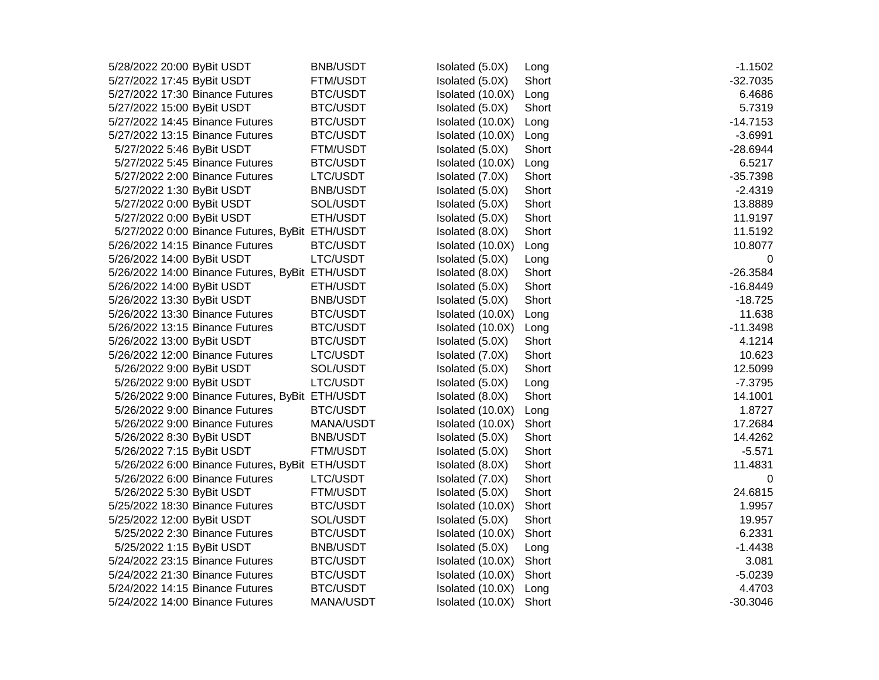| | | | | | |
|---|---|---|---|---|---|
| 5/28/2022 20:00 | ByBit USDT | BNB/USDT | Isolated (5.0X) | Long | -1.1502 |
| 5/27/2022 17:45 | ByBit USDT | FTM/USDT | Isolated (5.0X) | Short | -32.7035 |
| 5/27/2022 17:30 | Binance Futures | BTC/USDT | Isolated (10.0X) | Long | 6.4686 |
| 5/27/2022 15:00 | ByBit USDT | BTC/USDT | Isolated (5.0X) | Short | 5.7319 |
| 5/27/2022 14:45 | Binance Futures | BTC/USDT | Isolated (10.0X) | Long | -14.7153 |
| 5/27/2022 13:15 | Binance Futures | BTC/USDT | Isolated (10.0X) | Long | -3.6991 |
| 5/27/2022 5:46 | ByBit USDT | FTM/USDT | Isolated (5.0X) | Short | -28.6944 |
| 5/27/2022 5:45 | Binance Futures | BTC/USDT | Isolated (10.0X) | Long | 6.5217 |
| 5/27/2022 2:00 | Binance Futures | LTC/USDT | Isolated (7.0X) | Short | -35.7398 |
| 5/27/2022 1:30 | ByBit USDT | BNB/USDT | Isolated (5.0X) | Short | -2.4319 |
| 5/27/2022 0:00 | ByBit USDT | SOL/USDT | Isolated (5.0X) | Short | 13.8889 |
| 5/27/2022 0:00 | ByBit USDT | ETH/USDT | Isolated (5.0X) | Short | 11.9197 |
| 5/27/2022 0:00 | Binance Futures, ByBit | ETH/USDT | Isolated (8.0X) | Short | 11.5192 |
| 5/26/2022 14:15 | Binance Futures | BTC/USDT | Isolated (10.0X) | Long | 10.8077 |
| 5/26/2022 14:00 | ByBit USDT | LTC/USDT | Isolated (5.0X) | Long | 0 |
| 5/26/2022 14:00 | Binance Futures, ByBit | ETH/USDT | Isolated (8.0X) | Short | -26.3584 |
| 5/26/2022 14:00 | ByBit USDT | ETH/USDT | Isolated (5.0X) | Short | -16.8449 |
| 5/26/2022 13:30 | ByBit USDT | BNB/USDT | Isolated (5.0X) | Short | -18.725 |
| 5/26/2022 13:30 | Binance Futures | BTC/USDT | Isolated (10.0X) | Long | 11.638 |
| 5/26/2022 13:15 | Binance Futures | BTC/USDT | Isolated (10.0X) | Long | -11.3498 |
| 5/26/2022 13:00 | ByBit USDT | BTC/USDT | Isolated (5.0X) | Short | 4.1214 |
| 5/26/2022 12:00 | Binance Futures | LTC/USDT | Isolated (7.0X) | Short | 10.623 |
| 5/26/2022 9:00 | ByBit USDT | SOL/USDT | Isolated (5.0X) | Short | 12.5099 |
| 5/26/2022 9:00 | ByBit USDT | LTC/USDT | Isolated (5.0X) | Long | -7.3795 |
| 5/26/2022 9:00 | Binance Futures, ByBit | ETH/USDT | Isolated (8.0X) | Short | 14.1001 |
| 5/26/2022 9:00 | Binance Futures | BTC/USDT | Isolated (10.0X) | Long | 1.8727 |
| 5/26/2022 9:00 | Binance Futures | MANA/USDT | Isolated (10.0X) | Short | 17.2684 |
| 5/26/2022 8:30 | ByBit USDT | BNB/USDT | Isolated (5.0X) | Short | 14.4262 |
| 5/26/2022 7:15 | ByBit USDT | FTM/USDT | Isolated (5.0X) | Short | -5.571 |
| 5/26/2022 6:00 | Binance Futures, ByBit | ETH/USDT | Isolated (8.0X) | Short | 11.4831 |
| 5/26/2022 6:00 | Binance Futures | LTC/USDT | Isolated (7.0X) | Short | 0 |
| 5/26/2022 5:30 | ByBit USDT | FTM/USDT | Isolated (5.0X) | Short | 24.6815 |
| 5/25/2022 18:30 | Binance Futures | BTC/USDT | Isolated (10.0X) | Short | 1.9957 |
| 5/25/2022 12:00 | ByBit USDT | SOL/USDT | Isolated (5.0X) | Short | 19.957 |
| 5/25/2022 2:30 | Binance Futures | BTC/USDT | Isolated (10.0X) | Short | 6.2331 |
| 5/25/2022 1:15 | ByBit USDT | BNB/USDT | Isolated (5.0X) | Long | -1.4438 |
| 5/24/2022 23:15 | Binance Futures | BTC/USDT | Isolated (10.0X) | Short | 3.081 |
| 5/24/2022 21:30 | Binance Futures | BTC/USDT | Isolated (10.0X) | Short | -5.0239 |
| 5/24/2022 14:15 | Binance Futures | BTC/USDT | Isolated (10.0X) | Long | 4.4703 |
| 5/24/2022 14:00 | Binance Futures | MANA/USDT | Isolated (10.0X) | Short | -30.3046 |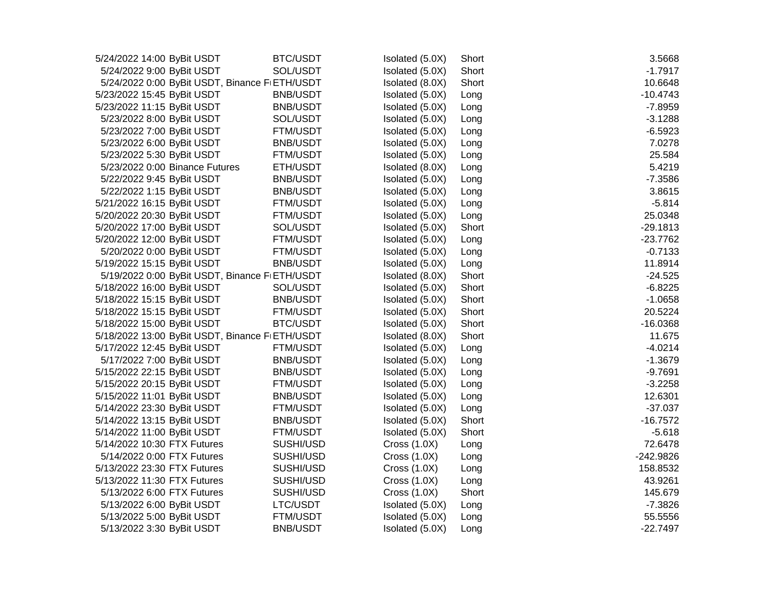| | | | | | |
|---|---|---|---|---|---|
| 5/24/2022 14:00 | ByBit USDT | BTC/USDT | Isolated (5.0X) | Short | 3.5668 |
| 5/24/2022 9:00 | ByBit USDT | SOL/USDT | Isolated (5.0X) | Short | -1.7917 |
| 5/24/2022 0:00 | ByBit USDT, Binance Fu | ETH/USDT | Isolated (8.0X) | Short | 10.6648 |
| 5/23/2022 15:45 | ByBit USDT | BNB/USDT | Isolated (5.0X) | Long | -10.4743 |
| 5/23/2022 11:15 | ByBit USDT | BNB/USDT | Isolated (5.0X) | Long | -7.8959 |
| 5/23/2022 8:00 | ByBit USDT | SOL/USDT | Isolated (5.0X) | Long | -3.1288 |
| 5/23/2022 7:00 | ByBit USDT | FTM/USDT | Isolated (5.0X) | Long | -6.5923 |
| 5/23/2022 6:00 | ByBit USDT | BNB/USDT | Isolated (5.0X) | Long | 7.0278 |
| 5/23/2022 5:30 | ByBit USDT | FTM/USDT | Isolated (5.0X) | Long | 25.584 |
| 5/23/2022 0:00 | Binance Futures | ETH/USDT | Isolated (8.0X) | Long | 5.4219 |
| 5/22/2022 9:45 | ByBit USDT | BNB/USDT | Isolated (5.0X) | Long | -7.3586 |
| 5/22/2022 1:15 | ByBit USDT | BNB/USDT | Isolated (5.0X) | Long | 3.8615 |
| 5/21/2022 16:15 | ByBit USDT | FTM/USDT | Isolated (5.0X) | Long | -5.814 |
| 5/20/2022 20:30 | ByBit USDT | FTM/USDT | Isolated (5.0X) | Long | 25.0348 |
| 5/20/2022 17:00 | ByBit USDT | SOL/USDT | Isolated (5.0X) | Short | -29.1813 |
| 5/20/2022 12:00 | ByBit USDT | FTM/USDT | Isolated (5.0X) | Long | -23.7762 |
| 5/20/2022 0:00 | ByBit USDT | FTM/USDT | Isolated (5.0X) | Long | -0.7133 |
| 5/19/2022 15:15 | ByBit USDT | BNB/USDT | Isolated (5.0X) | Long | 11.8914 |
| 5/19/2022 0:00 | ByBit USDT, Binance Fu | ETH/USDT | Isolated (8.0X) | Short | -24.525 |
| 5/18/2022 16:00 | ByBit USDT | SOL/USDT | Isolated (5.0X) | Short | -6.8225 |
| 5/18/2022 15:15 | ByBit USDT | BNB/USDT | Isolated (5.0X) | Short | -1.0658 |
| 5/18/2022 15:15 | ByBit USDT | FTM/USDT | Isolated (5.0X) | Short | 20.5224 |
| 5/18/2022 15:00 | ByBit USDT | BTC/USDT | Isolated (5.0X) | Short | -16.0368 |
| 5/18/2022 13:00 | ByBit USDT, Binance Fu | ETH/USDT | Isolated (8.0X) | Short | 11.675 |
| 5/17/2022 12:45 | ByBit USDT | FTM/USDT | Isolated (5.0X) | Long | -4.0214 |
| 5/17/2022 7:00 | ByBit USDT | BNB/USDT | Isolated (5.0X) | Long | -1.3679 |
| 5/15/2022 22:15 | ByBit USDT | BNB/USDT | Isolated (5.0X) | Long | -9.7691 |
| 5/15/2022 20:15 | ByBit USDT | FTM/USDT | Isolated (5.0X) | Long | -3.2258 |
| 5/15/2022 11:01 | ByBit USDT | BNB/USDT | Isolated (5.0X) | Long | 12.6301 |
| 5/14/2022 23:30 | ByBit USDT | FTM/USDT | Isolated (5.0X) | Long | -37.037 |
| 5/14/2022 13:15 | ByBit USDT | BNB/USDT | Isolated (5.0X) | Short | -16.7572 |
| 5/14/2022 11:00 | ByBit USDT | FTM/USDT | Isolated (5.0X) | Short | -5.618 |
| 5/14/2022 10:30 | FTX Futures | SUSHI/USD | Cross (1.0X) | Long | 72.6478 |
| 5/14/2022 0:00 | FTX Futures | SUSHI/USD | Cross (1.0X) | Long | -242.9826 |
| 5/13/2022 23:30 | FTX Futures | SUSHI/USD | Cross (1.0X) | Long | 158.8532 |
| 5/13/2022 11:30 | FTX Futures | SUSHI/USD | Cross (1.0X) | Long | 43.9261 |
| 5/13/2022 6:00 | FTX Futures | SUSHI/USD | Cross (1.0X) | Short | 145.679 |
| 5/13/2022 6:00 | ByBit USDT | LTC/USDT | Isolated (5.0X) | Long | -7.3826 |
| 5/13/2022 5:00 | ByBit USDT | FTM/USDT | Isolated (5.0X) | Long | 55.5556 |
| 5/13/2022 3:30 | ByBit USDT | BNB/USDT | Isolated (5.0X) | Long | -22.7497 |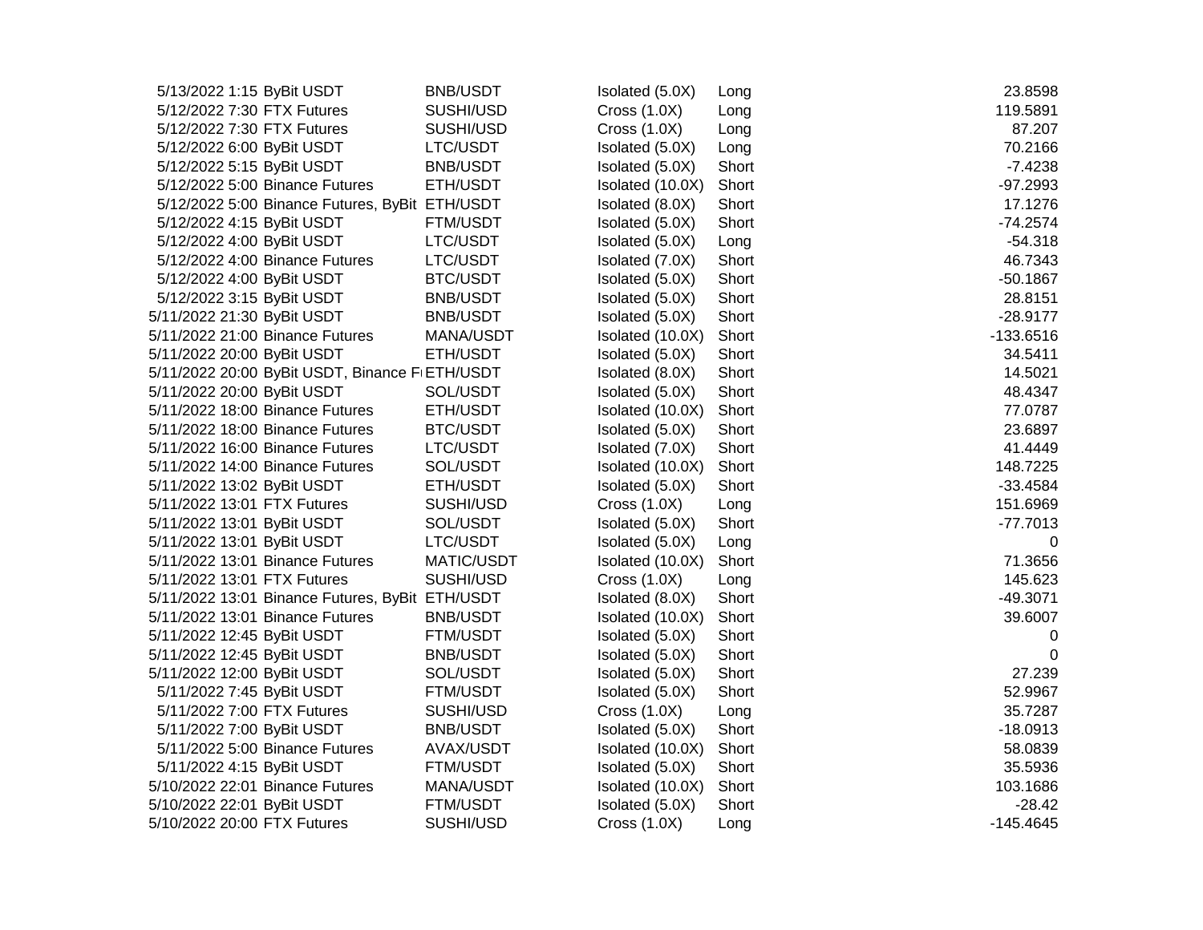| | | | | | |
|---|---|---|---|---|---|
| 5/13/2022 1:15 | ByBit USDT | BNB/USDT | Isolated (5.0X) | Long | 23.8598 |
| 5/12/2022 7:30 | FTX Futures | SUSHI/USD | Cross (1.0X) | Long | 119.5891 |
| 5/12/2022 7:30 | FTX Futures | SUSHI/USD | Cross (1.0X) | Long | 87.207 |
| 5/12/2022 6:00 | ByBit USDT | LTC/USDT | Isolated (5.0X) | Long | 70.2166 |
| 5/12/2022 5:15 | ByBit USDT | BNB/USDT | Isolated (5.0X) | Short | -7.4238 |
| 5/12/2022 5:00 | Binance Futures | ETH/USDT | Isolated (10.0X) | Short | -97.2993 |
| 5/12/2022 5:00 | Binance Futures, ByBit | ETH/USDT | Isolated (8.0X) | Short | 17.1276 |
| 5/12/2022 4:15 | ByBit USDT | FTM/USDT | Isolated (5.0X) | Short | -74.2574 |
| 5/12/2022 4:00 | ByBit USDT | LTC/USDT | Isolated (5.0X) | Long | -54.318 |
| 5/12/2022 4:00 | Binance Futures | LTC/USDT | Isolated (7.0X) | Short | 46.7343 |
| 5/12/2022 4:00 | ByBit USDT | BTC/USDT | Isolated (5.0X) | Short | -50.1867 |
| 5/12/2022 3:15 | ByBit USDT | BNB/USDT | Isolated (5.0X) | Short | 28.8151 |
| 5/11/2022 21:30 | ByBit USDT | BNB/USDT | Isolated (5.0X) | Short | -28.9177 |
| 5/11/2022 21:00 | Binance Futures | MANA/USDT | Isolated (10.0X) | Short | -133.6516 |
| 5/11/2022 20:00 | ByBit USDT | ETH/USDT | Isolated (5.0X) | Short | 34.5411 |
| 5/11/2022 20:00 | ByBit USDT, Binance F | ETH/USDT | Isolated (8.0X) | Short | 14.5021 |
| 5/11/2022 20:00 | ByBit USDT | SOL/USDT | Isolated (5.0X) | Short | 48.4347 |
| 5/11/2022 18:00 | Binance Futures | ETH/USDT | Isolated (10.0X) | Short | 77.0787 |
| 5/11/2022 18:00 | Binance Futures | BTC/USDT | Isolated (5.0X) | Short | 23.6897 |
| 5/11/2022 16:00 | Binance Futures | LTC/USDT | Isolated (7.0X) | Short | 41.4449 |
| 5/11/2022 14:00 | Binance Futures | SOL/USDT | Isolated (10.0X) | Short | 148.7225 |
| 5/11/2022 13:02 | ByBit USDT | ETH/USDT | Isolated (5.0X) | Short | -33.4584 |
| 5/11/2022 13:01 | FTX Futures | SUSHI/USD | Cross (1.0X) | Long | 151.6969 |
| 5/11/2022 13:01 | ByBit USDT | SOL/USDT | Isolated (5.0X) | Short | -77.7013 |
| 5/11/2022 13:01 | ByBit USDT | LTC/USDT | Isolated (5.0X) | Long | 0 |
| 5/11/2022 13:01 | Binance Futures | MATIC/USDT | Isolated (10.0X) | Short | 71.3656 |
| 5/11/2022 13:01 | FTX Futures | SUSHI/USD | Cross (1.0X) | Long | 145.623 |
| 5/11/2022 13:01 | Binance Futures, ByBit | ETH/USDT | Isolated (8.0X) | Short | -49.3071 |
| 5/11/2022 13:01 | Binance Futures | BNB/USDT | Isolated (10.0X) | Short | 39.6007 |
| 5/11/2022 12:45 | ByBit USDT | FTM/USDT | Isolated (5.0X) | Short | 0 |
| 5/11/2022 12:45 | ByBit USDT | BNB/USDT | Isolated (5.0X) | Short | 0 |
| 5/11/2022 12:00 | ByBit USDT | SOL/USDT | Isolated (5.0X) | Short | 27.239 |
| 5/11/2022 7:45 | ByBit USDT | FTM/USDT | Isolated (5.0X) | Short | 52.9967 |
| 5/11/2022 7:00 | FTX Futures | SUSHI/USD | Cross (1.0X) | Long | 35.7287 |
| 5/11/2022 7:00 | ByBit USDT | BNB/USDT | Isolated (5.0X) | Short | -18.0913 |
| 5/11/2022 5:00 | Binance Futures | AVAX/USDT | Isolated (10.0X) | Short | 58.0839 |
| 5/11/2022 4:15 | ByBit USDT | FTM/USDT | Isolated (5.0X) | Short | 35.5936 |
| 5/10/2022 22:01 | Binance Futures | MANA/USDT | Isolated (10.0X) | Short | 103.1686 |
| 5/10/2022 22:01 | ByBit USDT | FTM/USDT | Isolated (5.0X) | Short | -28.42 |
| 5/10/2022 20:00 | FTX Futures | SUSHI/USD | Cross (1.0X) | Long | -145.4645 |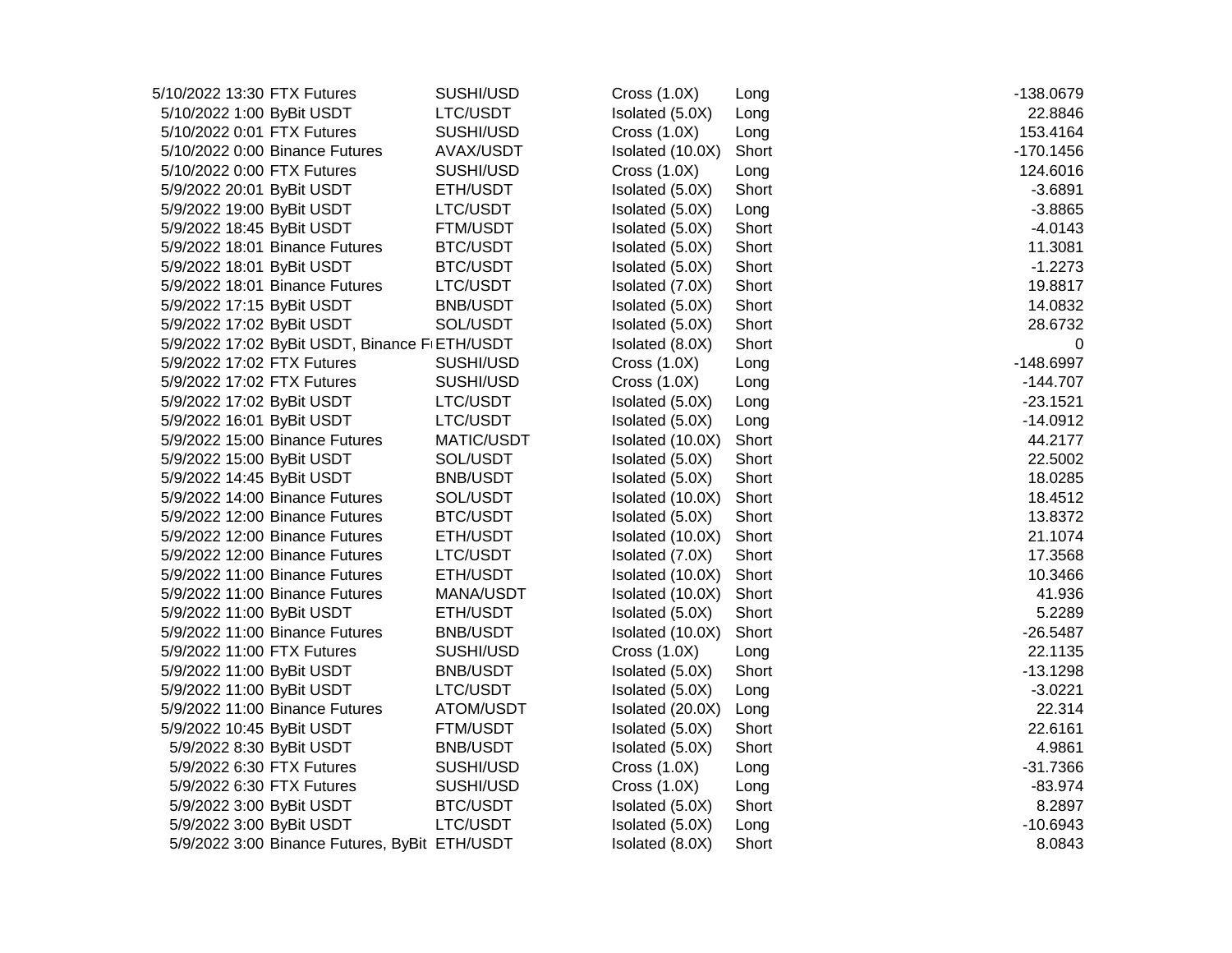| | | | | | |
|---|---|---|---|---|---|
| 5/10/2022 13:30 | FTX Futures | SUSHI/USD | Cross (1.0X) | Long | -138.0679 |
| 5/10/2022 1:00 | ByBit USDT | LTC/USDT | Isolated (5.0X) | Long | 22.8846 |
| 5/10/2022 0:01 | FTX Futures | SUSHI/USD | Cross (1.0X) | Long | 153.4164 |
| 5/10/2022 0:00 | Binance Futures | AVAX/USDT | Isolated (10.0X) | Short | -170.1456 |
| 5/10/2022 0:00 | FTX Futures | SUSHI/USD | Cross (1.0X) | Long | 124.6016 |
| 5/9/2022 20:01 | ByBit USDT | ETH/USDT | Isolated (5.0X) | Short | -3.6891 |
| 5/9/2022 19:00 | ByBit USDT | LTC/USDT | Isolated (5.0X) | Long | -3.8865 |
| 5/9/2022 18:45 | ByBit USDT | FTM/USDT | Isolated (5.0X) | Short | -4.0143 |
| 5/9/2022 18:01 | Binance Futures | BTC/USDT | Isolated (5.0X) | Short | 11.3081 |
| 5/9/2022 18:01 | ByBit USDT | BTC/USDT | Isolated (5.0X) | Short | -1.2273 |
| 5/9/2022 18:01 | Binance Futures | LTC/USDT | Isolated (7.0X) | Short | 19.8817 |
| 5/9/2022 17:15 | ByBit USDT | BNB/USDT | Isolated (5.0X) | Short | 14.0832 |
| 5/9/2022 17:02 | ByBit USDT | SOL/USDT | Isolated (5.0X) | Short | 28.6732 |
| 5/9/2022 17:02 | ByBit USDT, Binance F | ETH/USDT | Isolated (8.0X) | Short | 0 |
| 5/9/2022 17:02 | FTX Futures | SUSHI/USD | Cross (1.0X) | Long | -148.6997 |
| 5/9/2022 17:02 | FTX Futures | SUSHI/USD | Cross (1.0X) | Long | -144.707 |
| 5/9/2022 17:02 | ByBit USDT | LTC/USDT | Isolated (5.0X) | Long | -23.1521 |
| 5/9/2022 16:01 | ByBit USDT | LTC/USDT | Isolated (5.0X) | Long | -14.0912 |
| 5/9/2022 15:00 | Binance Futures | MATIC/USDT | Isolated (10.0X) | Short | 44.2177 |
| 5/9/2022 15:00 | ByBit USDT | SOL/USDT | Isolated (5.0X) | Short | 22.5002 |
| 5/9/2022 14:45 | ByBit USDT | BNB/USDT | Isolated (5.0X) | Short | 18.0285 |
| 5/9/2022 14:00 | Binance Futures | SOL/USDT | Isolated (10.0X) | Short | 18.4512 |
| 5/9/2022 12:00 | Binance Futures | BTC/USDT | Isolated (5.0X) | Short | 13.8372 |
| 5/9/2022 12:00 | Binance Futures | ETH/USDT | Isolated (10.0X) | Short | 21.1074 |
| 5/9/2022 12:00 | Binance Futures | LTC/USDT | Isolated (7.0X) | Short | 17.3568 |
| 5/9/2022 11:00 | Binance Futures | ETH/USDT | Isolated (10.0X) | Short | 10.3466 |
| 5/9/2022 11:00 | Binance Futures | MANA/USDT | Isolated (10.0X) | Short | 41.936 |
| 5/9/2022 11:00 | ByBit USDT | ETH/USDT | Isolated (5.0X) | Short | 5.2289 |
| 5/9/2022 11:00 | Binance Futures | BNB/USDT | Isolated (10.0X) | Short | -26.5487 |
| 5/9/2022 11:00 | FTX Futures | SUSHI/USD | Cross (1.0X) | Long | 22.1135 |
| 5/9/2022 11:00 | ByBit USDT | BNB/USDT | Isolated (5.0X) | Short | -13.1298 |
| 5/9/2022 11:00 | ByBit USDT | LTC/USDT | Isolated (5.0X) | Long | -3.0221 |
| 5/9/2022 11:00 | Binance Futures | ATOM/USDT | Isolated (20.0X) | Long | 22.314 |
| 5/9/2022 10:45 | ByBit USDT | FTM/USDT | Isolated (5.0X) | Short | 22.6161 |
| 5/9/2022 8:30 | ByBit USDT | BNB/USDT | Isolated (5.0X) | Short | 4.9861 |
| 5/9/2022 6:30 | FTX Futures | SUSHI/USD | Cross (1.0X) | Long | -31.7366 |
| 5/9/2022 6:30 | FTX Futures | SUSHI/USD | Cross (1.0X) | Long | -83.974 |
| 5/9/2022 3:00 | ByBit USDT | BTC/USDT | Isolated (5.0X) | Short | 8.2897 |
| 5/9/2022 3:00 | ByBit USDT | LTC/USDT | Isolated (5.0X) | Long | -10.6943 |
| 5/9/2022 3:00 | Binance Futures, ByBit | ETH/USDT | Isolated (8.0X) | Short | 8.0843 |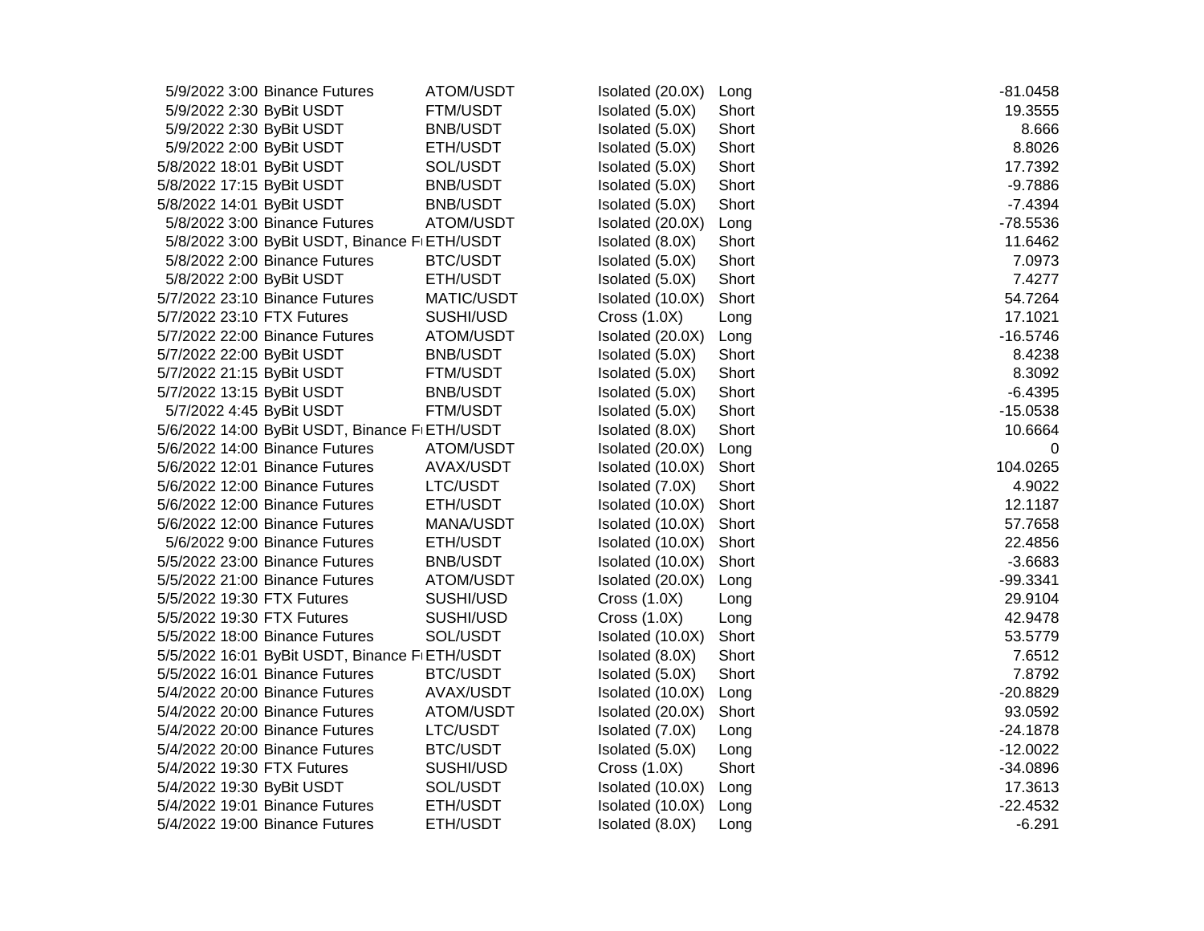| | | | | | |
|---|---|---|---|---|---|
| 5/9/2022 3:00 | Binance Futures | ATOM/USDT | Isolated (20.0X) | Long | -81.0458 |
| 5/9/2022 2:30 | ByBit USDT | FTM/USDT | Isolated (5.0X) | Short | 19.3555 |
| 5/9/2022 2:30 | ByBit USDT | BNB/USDT | Isolated (5.0X) | Short | 8.666 |
| 5/9/2022 2:00 | ByBit USDT | ETH/USDT | Isolated (5.0X) | Short | 8.8026 |
| 5/8/2022 18:01 | ByBit USDT | SOL/USDT | Isolated (5.0X) | Short | 17.7392 |
| 5/8/2022 17:15 | ByBit USDT | BNB/USDT | Isolated (5.0X) | Short | -9.7886 |
| 5/8/2022 14:01 | ByBit USDT | BNB/USDT | Isolated (5.0X) | Short | -7.4394 |
| 5/8/2022 3:00 | Binance Futures | ATOM/USDT | Isolated (20.0X) | Long | -78.5536 |
| 5/8/2022 3:00 | ByBit USDT, Binance Fu | ETH/USDT | Isolated (8.0X) | Short | 11.6462 |
| 5/8/2022 2:00 | Binance Futures | BTC/USDT | Isolated (5.0X) | Short | 7.0973 |
| 5/8/2022 2:00 | ByBit USDT | ETH/USDT | Isolated (5.0X) | Short | 7.4277 |
| 5/7/2022 23:10 | Binance Futures | MATIC/USDT | Isolated (10.0X) | Short | 54.7264 |
| 5/7/2022 23:10 | FTX Futures | SUSHI/USD | Cross (1.0X) | Long | 17.1021 |
| 5/7/2022 22:00 | Binance Futures | ATOM/USDT | Isolated (20.0X) | Long | -16.5746 |
| 5/7/2022 22:00 | ByBit USDT | BNB/USDT | Isolated (5.0X) | Short | 8.4238 |
| 5/7/2022 21:15 | ByBit USDT | FTM/USDT | Isolated (5.0X) | Short | 8.3092 |
| 5/7/2022 13:15 | ByBit USDT | BNB/USDT | Isolated (5.0X) | Short | -6.4395 |
| 5/7/2022 4:45 | ByBit USDT | FTM/USDT | Isolated (5.0X) | Short | -15.0538 |
| 5/6/2022 14:00 | ByBit USDT, Binance Fu | ETH/USDT | Isolated (8.0X) | Short | 10.6664 |
| 5/6/2022 14:00 | Binance Futures | ATOM/USDT | Isolated (20.0X) | Long | 0 |
| 5/6/2022 12:01 | Binance Futures | AVAX/USDT | Isolated (10.0X) | Short | 104.0265 |
| 5/6/2022 12:00 | Binance Futures | LTC/USDT | Isolated (7.0X) | Short | 4.9022 |
| 5/6/2022 12:00 | Binance Futures | ETH/USDT | Isolated (10.0X) | Short | 12.1187 |
| 5/6/2022 12:00 | Binance Futures | MANA/USDT | Isolated (10.0X) | Short | 57.7658 |
| 5/6/2022 9:00 | Binance Futures | ETH/USDT | Isolated (10.0X) | Short | 22.4856 |
| 5/5/2022 23:00 | Binance Futures | BNB/USDT | Isolated (10.0X) | Short | -3.6683 |
| 5/5/2022 21:00 | Binance Futures | ATOM/USDT | Isolated (20.0X) | Long | -99.3341 |
| 5/5/2022 19:30 | FTX Futures | SUSHI/USD | Cross (1.0X) | Long | 29.9104 |
| 5/5/2022 19:30 | FTX Futures | SUSHI/USD | Cross (1.0X) | Long | 42.9478 |
| 5/5/2022 18:00 | Binance Futures | SOL/USDT | Isolated (10.0X) | Short | 53.5779 |
| 5/5/2022 16:01 | ByBit USDT, Binance Fu | ETH/USDT | Isolated (8.0X) | Short | 7.6512 |
| 5/5/2022 16:01 | Binance Futures | BTC/USDT | Isolated (5.0X) | Short | 7.8792 |
| 5/4/2022 20:00 | Binance Futures | AVAX/USDT | Isolated (10.0X) | Long | -20.8829 |
| 5/4/2022 20:00 | Binance Futures | ATOM/USDT | Isolated (20.0X) | Short | 93.0592 |
| 5/4/2022 20:00 | Binance Futures | LTC/USDT | Isolated (7.0X) | Long | -24.1878 |
| 5/4/2022 20:00 | Binance Futures | BTC/USDT | Isolated (5.0X) | Long | -12.0022 |
| 5/4/2022 19:30 | FTX Futures | SUSHI/USD | Cross (1.0X) | Short | -34.0896 |
| 5/4/2022 19:30 | ByBit USDT | SOL/USDT | Isolated (10.0X) | Long | 17.3613 |
| 5/4/2022 19:01 | Binance Futures | ETH/USDT | Isolated (10.0X) | Long | -22.4532 |
| 5/4/2022 19:00 | Binance Futures | ETH/USDT | Isolated (8.0X) | Long | -6.291 |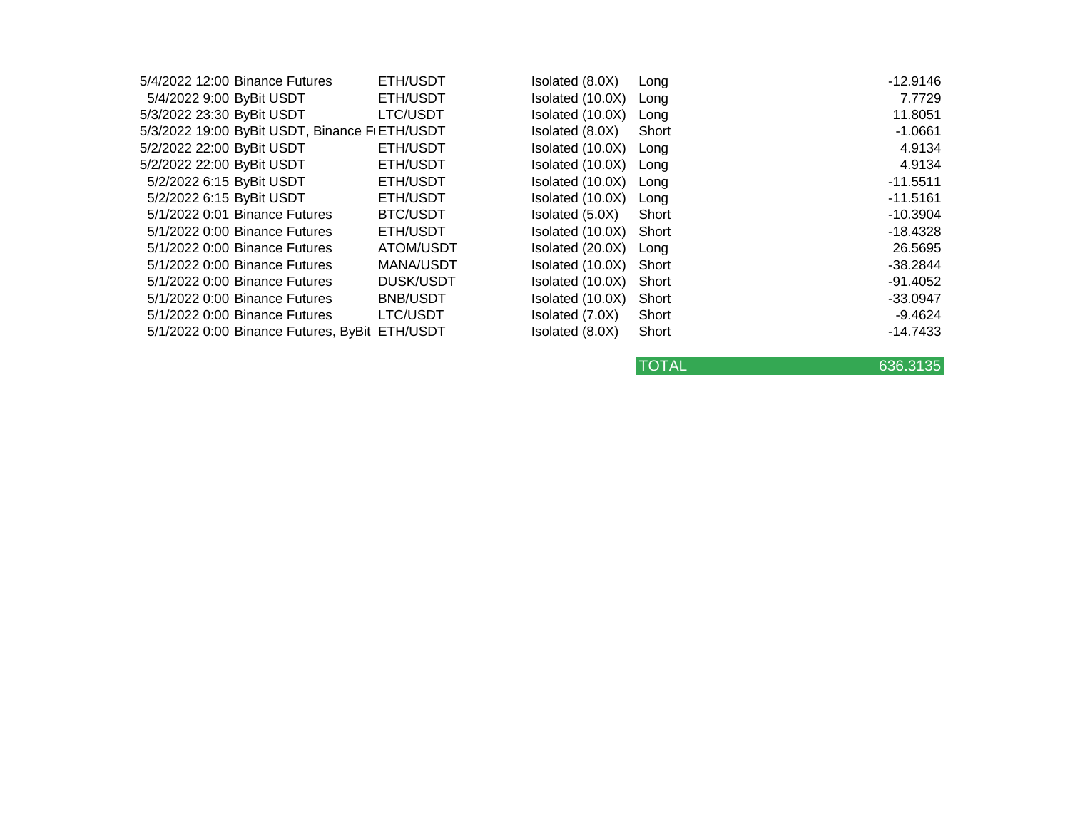| | | | | | |
|---|---|---|---|---|---|
| 5/4/2022 12:00 | Binance Futures | ETH/USDT | Isolated (8.0X) | Long | -12.9146 |
| 5/4/2022 9:00 | ByBit USDT | ETH/USDT | Isolated (10.0X) | Long | 7.7729 |
| 5/3/2022 23:30 | ByBit USDT | LTC/USDT | Isolated (10.0X) | Long | 11.8051 |
| 5/3/2022 19:00 | ByBit USDT, Binance F | ETH/USDT | Isolated (8.0X) | Short | -1.0661 |
| 5/2/2022 22:00 | ByBit USDT | ETH/USDT | Isolated (10.0X) | Long | 4.9134 |
| 5/2/2022 22:00 | ByBit USDT | ETH/USDT | Isolated (10.0X) | Long | 4.9134 |
| 5/2/2022 6:15 | ByBit USDT | ETH/USDT | Isolated (10.0X) | Long | -11.5511 |
| 5/2/2022 6:15 | ByBit USDT | ETH/USDT | Isolated (10.0X) | Long | -11.5161 |
| 5/1/2022 0:01 | Binance Futures | BTC/USDT | Isolated (5.0X) | Short | -10.3904 |
| 5/1/2022 0:00 | Binance Futures | ETH/USDT | Isolated (10.0X) | Short | -18.4328 |
| 5/1/2022 0:00 | Binance Futures | ATOM/USDT | Isolated (20.0X) | Long | 26.5695 |
| 5/1/2022 0:00 | Binance Futures | MANA/USDT | Isolated (10.0X) | Short | -38.2844 |
| 5/1/2022 0:00 | Binance Futures | DUSK/USDT | Isolated (10.0X) | Short | -91.4052 |
| 5/1/2022 0:00 | Binance Futures | BNB/USDT | Isolated (10.0X) | Short | -33.0947 |
| 5/1/2022 0:00 | Binance Futures | LTC/USDT | Isolated (7.0X) | Short | -9.4624 |
| 5/1/2022 0:00 | Binance Futures, ByBit | ETH/USDT | Isolated (8.0X) | Short | -14.7433 |
| | | | | TOTAL | 636.3135 |